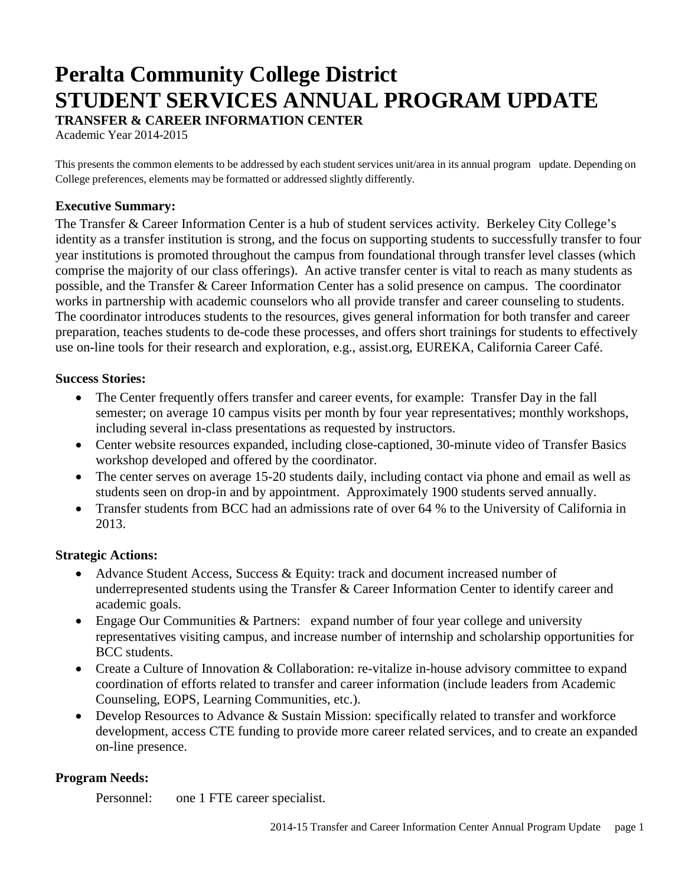# Peralta Community College District
# STUDENT SERVICES ANNUAL PROGRAM UPDATE

**TRANSFER & CAREER INFORMATION CENTER**

Academic Year 2014-2015

This presents the common elements to be addressed by each student services unit/area in its annual program update. Depending on College preferences, elements may be formatted or addressed slightly differently.

### Executive Summary:

The Transfer & Career Information Center is a hub of student services activity. Berkeley City College's identity as a transfer institution is strong, and the focus on supporting students to successfully transfer to four year institutions is promoted throughout the campus from foundational through transfer level classes (which comprise the majority of our class offerings). An active transfer center is vital to reach as many students as possible, and the Transfer & Career Information Center has a solid presence on campus. The coordinator works in partnership with academic counselors who all provide transfer and career counseling to students. The coordinator introduces students to the resources, gives general information for both transfer and career preparation, teaches students to de-code these processes, and offers short trainings for students to effectively use on-line tools for their research and exploration, e.g., assist.org, EUREKA, California Career Café.

### Success Stories:

- The Center frequently offers transfer and career events, for example: Transfer Day in the fall semester; on average 10 campus visits per month by four year representatives; monthly workshops, including several in-class presentations as requested by instructors.
- Center website resources expanded, including close-captioned, 30-minute video of Transfer Basics workshop developed and offered by the coordinator.
- The center serves on average 15-20 students daily, including contact via phone and email as well as students seen on drop-in and by appointment. Approximately 1900 students served annually.
- Transfer students from BCC had an admissions rate of over 64 % to the University of California in 2013.

### Strategic Actions:

- Advance Student Access, Success & Equity: track and document increased number of underrepresented students using the Transfer & Career Information Center to identify career and academic goals.
- Engage Our Communities & Partners: expand number of four year college and university representatives visiting campus, and increase number of internship and scholarship opportunities for BCC students.
- Create a Culture of Innovation & Collaboration: re-vitalize in-house advisory committee to expand coordination of efforts related to transfer and career information (include leaders from Academic Counseling, EOPS, Learning Communities, etc.).
- Develop Resources to Advance & Sustain Mission: specifically related to transfer and workforce development, access CTE funding to provide more career related services, and to create an expanded on-line presence.

### Program Needs:

Personnel: one 1 FTE career specialist.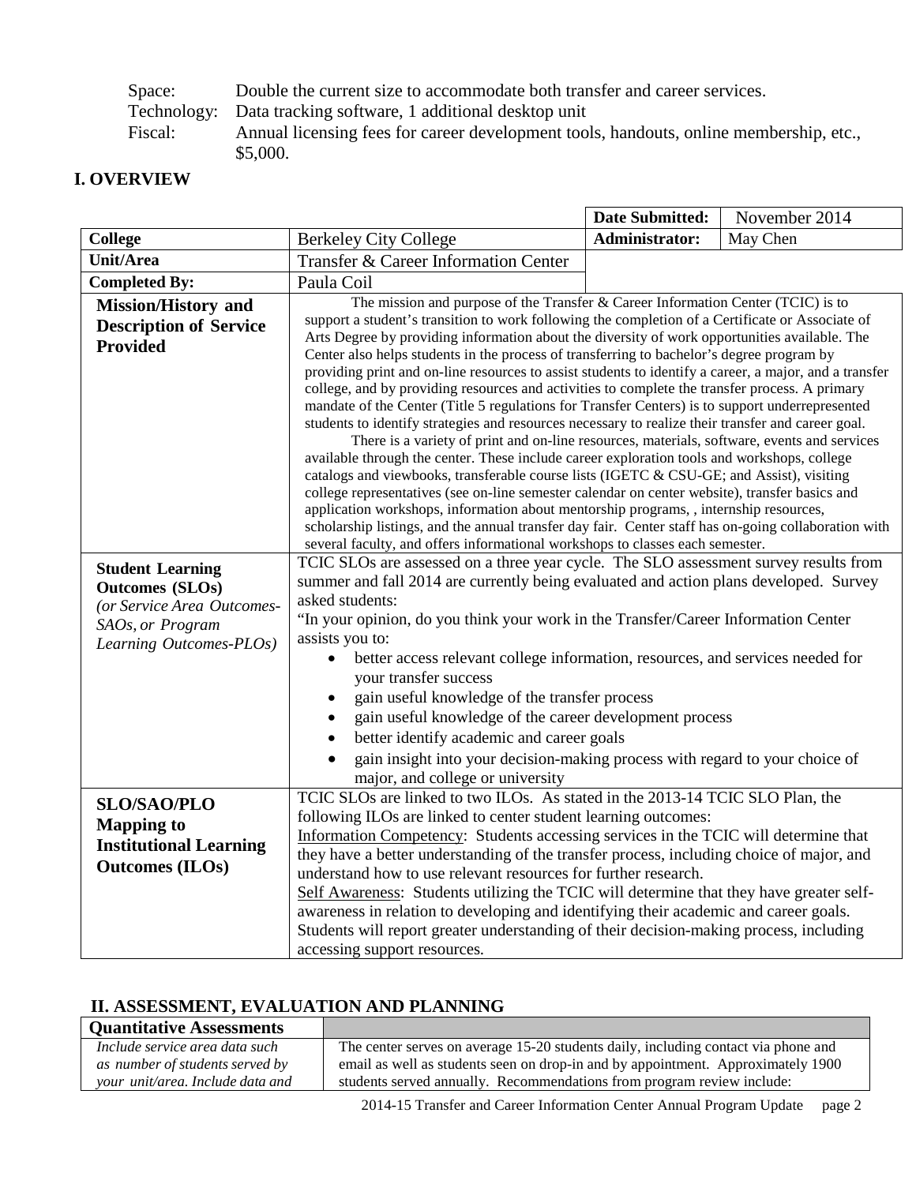| | |
|---|---|
| Space: | Double the current size to accommodate both transfer and career services. |
| Technology: | Data tracking software, 1 additional desktop unit |
| Fiscal: | Annual licensing fees for career development tools, handouts, online membership, etc., $5,000. |

## I. OVERVIEW

| | | | |
|---|---|---|---|
| | | **Date Submitted:** | November 2014 |
| **College** | Berkeley City College | **Administrator:** | May Chen |
| **Unit/Area** | Transfer & Career Information Center | | |
| **Completed By:** | Paula Coil | | |
| **Mission/History and Description of Service Provided** | The mission and purpose of the Transfer & Career Information Center (TCIC) is to support a student's transition to work following the completion of a Certificate or Associate of Arts Degree by providing information about the diversity of work opportunities available. The Center also helps students in the process of transferring to bachelor's degree program by providing print and on-line resources to assist students to identify a career, a major, and a transfer college, and by providing resources and activities to complete the transfer process. A primary mandate of the Center (Title 5 regulations for Transfer Centers) is to support underrepresented students to identify strategies and resources necessary to realize their transfer and career goal. <br> There is a variety of print and on-line resources, materials, software, events and services available through the center. These include career exploration tools and workshops, college catalogs and viewbooks, transferable course lists (IGETC & CSU-GE; and Assist), visiting college representatives (see on-line semester calendar on center website), transfer basics and application workshops, information about mentorship programs, , internship resources, scholarship listings, and the annual transfer day fair. Center staff has on-going collaboration with several faculty, and offers informational workshops to classes each semester. | | |
| **Student Learning Outcomes (SLOs)** *(or Service Area Outcomes-SAOs, or Program Learning Outcomes-PLOs)* | TCIC SLOs are assessed on a three year cycle. The SLO assessment survey results from summer and fall 2014 are currently being evaluated and action plans developed. Survey asked students: <br> "In your opinion, do you think your work in the Transfer/Career Information Center assists you to: <br> • better access relevant college information, resources, and services needed for your transfer success <br> • gain useful knowledge of the transfer process <br> • gain useful knowledge of the career development process <br> • better identify academic and career goals <br> • gain insight into your decision-making process with regard to your choice of major, and college or university | | |
| **SLO/SAO/PLO Mapping to Institutional Learning Outcomes (ILOs)** | TCIC SLOs are linked to two ILOs. As stated in the 2013-14 TCIC SLO Plan, the following ILOs are linked to center student learning outcomes: <br> Information Competency: Students accessing services in the TCIC will determine that they have a better understanding of the transfer process, including choice of major, and understand how to use relevant resources for further research. <br> Self Awareness: Students utilizing the TCIC will determine that they have greater self-awareness in relation to developing and identifying their academic and career goals. Students will report greater understanding of their decision-making process, including accessing support resources. | | |

## II. ASSESSMENT, EVALUATION AND PLANNING

| **Quantitative Assessments** | |
|---|---|
| *Include service area data such as number of students served by your unit/area. Include data and* | The center serves on average 15-20 students daily, including contact via phone and email as well as students seen on drop-in and by appointment. Approximately 1900 students served annually. Recommendations from program review include: |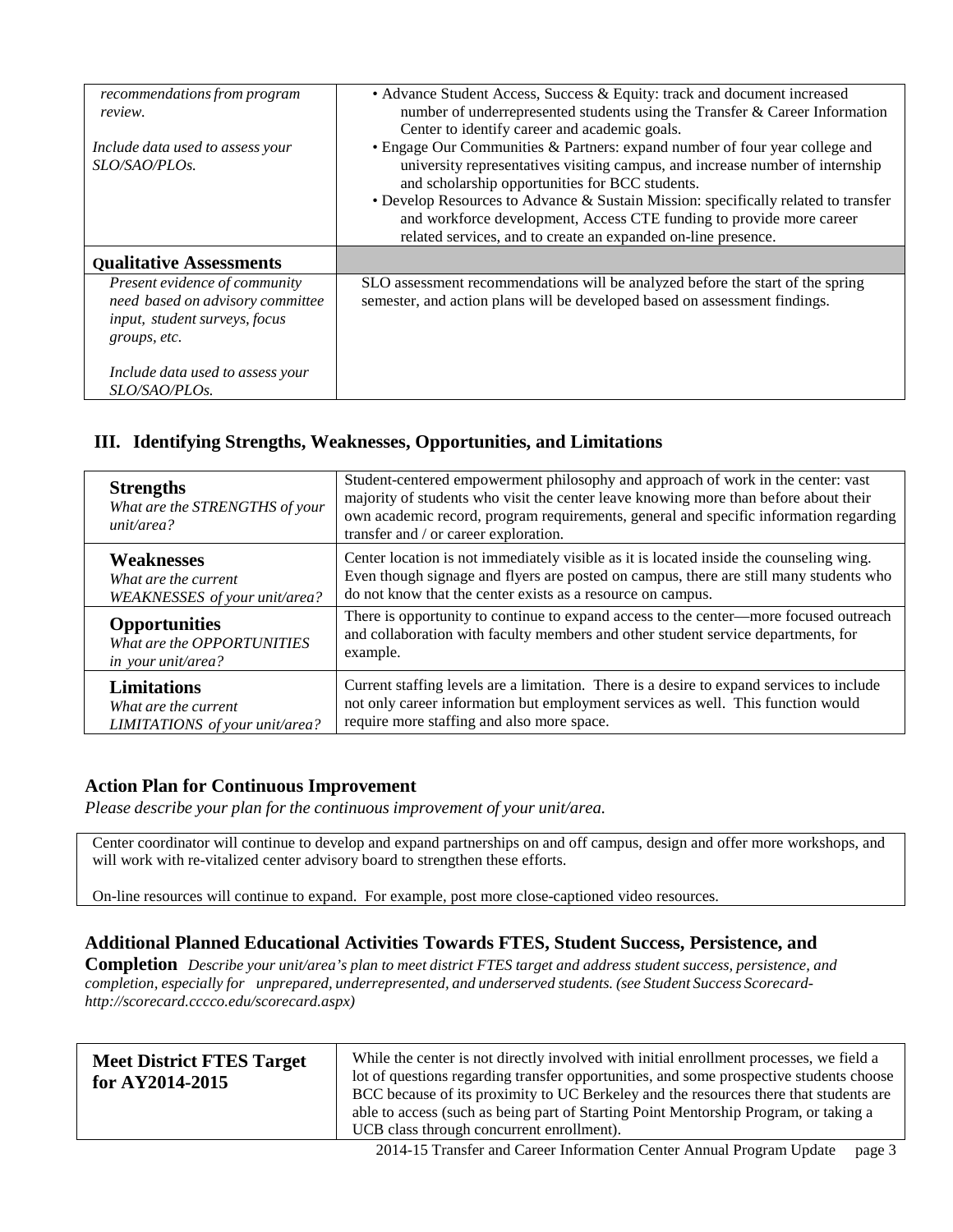| | |
|---|---|
| *recommendations from program review.*<br><br>*Include data used to assess your SLO/SAO/PLOs.* | • Advance Student Access, Success & Equity: track and document increased number of underrepresented students using the Transfer & Career Information Center to identify career and academic goals.<br>• Engage Our Communities & Partners: expand number of four year college and university representatives visiting campus, and increase number of internship and scholarship opportunities for BCC students.<br>• Develop Resources to Advance & Sustain Mission: specifically related to transfer and workforce development, Access CTE funding to provide more career related services, and to create an expanded on-line presence. |
| **Qualitative Assessments** | |
| *Present evidence of community need based on advisory committee input, student surveys, focus groups, etc.*<br><br>*Include data used to assess your SLO/SAO/PLOs.* | SLO assessment recommendations will be analyzed before the start of the spring semester, and action plans will be developed based on assessment findings. |

## III. Identifying Strengths, Weaknesses, Opportunities, and Limitations

| | |
|---|---|
| **Strengths**<br>*What are the STRENGTHS of your unit/area?* | Student-centered empowerment philosophy and approach of work in the center: vast majority of students who visit the center leave knowing more than before about their own academic record, program requirements, general and specific information regarding transfer and / or career exploration. |
| **Weaknesses**<br>*What are the current WEAKNESSES of your unit/area?* | Center location is not immediately visible as it is located inside the counseling wing. Even though signage and flyers are posted on campus, there are still many students who do not know that the center exists as a resource on campus. |
| **Opportunities**<br>*What are the OPPORTUNITIES in your unit/area?* | There is opportunity to continue to expand access to the center—more focused outreach and collaboration with faculty members and other student service departments, for example. |
| **Limitations**<br>*What are the current LIMITATIONS of your unit/area?* | Current staffing levels are a limitation. There is a desire to expand services to include not only career information but employment services as well. This function would require more staffing and also more space. |

### Action Plan for Continuous Improvement

*Please describe your plan for the continuous improvement of your unit/area.*

Center coordinator will continue to develop and expand partnerships on and off campus, design and offer more workshops, and will work with re-vitalized center advisory board to strengthen these efforts.

On-line resources will continue to expand. For example, post more close-captioned video resources.

### Additional Planned Educational Activities Towards FTES, Student Success, Persistence, and Completion

*Describe your unit/area's plan to meet district FTES target and address student success, persistence, and completion, especially for unprepared, underrepresented, and underserved students. (see Student Success Scorecard- http://scorecard.cccco.edu/scorecard.aspx)*

| | |
|---|---|
| **Meet District FTES Target for AY2014-2015** | While the center is not directly involved with initial enrollment processes, we field a lot of questions regarding transfer opportunities, and some prospective students choose BCC because of its proximity to UC Berkeley and the resources there that students are able to access (such as being part of Starting Point Mentorship Program, or taking a UCB class through concurrent enrollment). |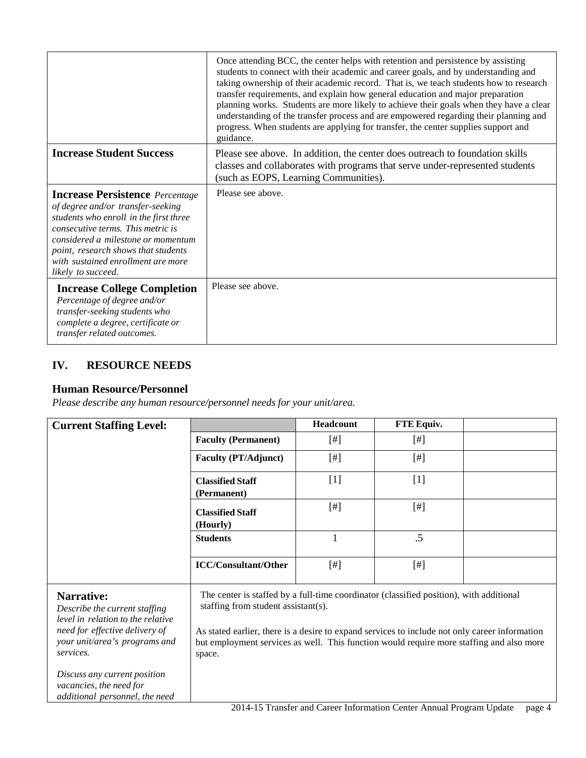| | |
|---|---|
| | Once attending BCC, the center helps with retention and persistence by assisting students to connect with their academic and career goals, and by understanding and taking ownership of their academic record. That is, we teach students how to research transfer requirements, and explain how general education and major preparation planning works. Students are more likely to achieve their goals when they have a clear understanding of the transfer process and are empowered regarding their planning and progress. When students are applying for transfer, the center supplies support and guidance. |
| **Increase Student Success** | Please see above. In addition, the center does outreach to foundation skills classes and collaborates with programs that serve under-represented students (such as EOPS, Learning Communities). |
| **Increase Persistence** *Percentage of degree and/or transfer-seeking students who enroll in the first three consecutive terms. This metric is considered a milestone or momentum point, research shows that students with sustained enrollment are more likely to succeed.* | Please see above. |
| **Increase College Completion** *Percentage of degree and/or transfer-seeking students who complete a degree, certificate or transfer related outcomes.* | Please see above. |

## IV. RESOURCE NEEDS

### Human Resource/Personnel

*Please describe any human resource/personnel needs for your unit/area.*

| **Current Staffing Level:** | | **Headcount** | **FTE Equiv.** | |
|---|---|---|---|---|
| | **Faculty (Permanent)** | [#] | [#] | |
| | **Faculty (PT/Adjunct)** | [#] | [#] | |
| | **Classified Staff (Permanent)** | [1] | [1] | |
| | **Classified Staff (Hourly)** | [#] | [#] | |
| | **Students** | 1 | .5 | |
| | **ICC/Consultant/Other** | [#] | [#] | |

| | |
|---|---|
| **Narrative:** *Describe the current staffing level in relation to the relative need for effective delivery of your unit/area's programs and services.* *Discuss any current position vacancies, the need for additional personnel, the need* | The center is staffed by a full-time coordinator (classified position), with additional staffing from student assistant(s). As stated earlier, there is a desire to expand services to include not only career information but employment services as well. This function would require more staffing and also more space. |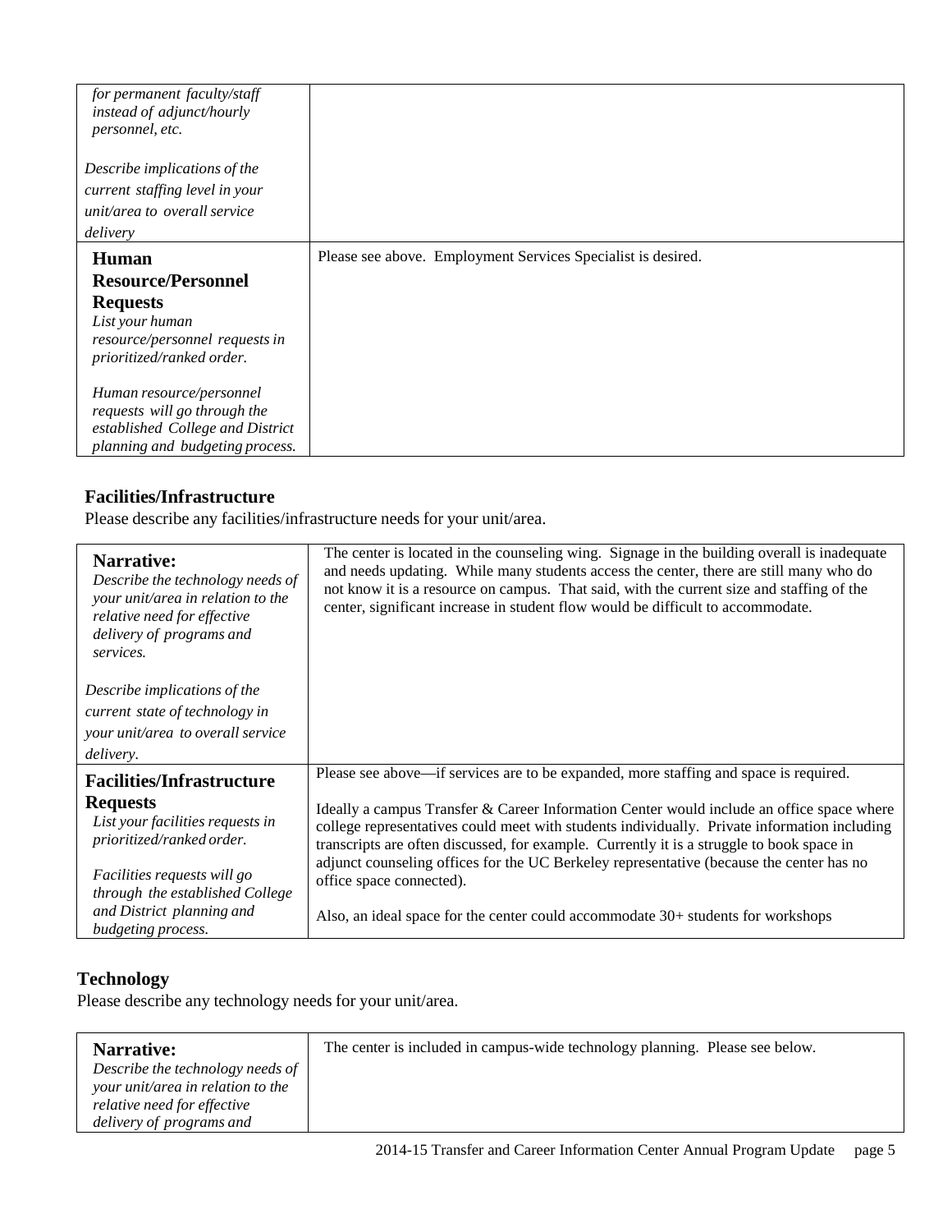| | |
|---|---|
| *for permanent faculty/staff instead of adjunct/hourly personnel, etc.*<br><br>*Describe implications of the current staffing level in your unit/area to overall service delivery* | |
| **Human Resource/Personnel Requests**<br>*List your human resource/personnel requests in prioritized/ranked order.*<br><br>*Human resource/personnel requests will go through the established College and District planning and budgeting process.* | Please see above. Employment Services Specialist is desired. |

### Facilities/Infrastructure

Please describe any facilities/infrastructure needs for your unit/area.

| | |
|---|---|
| **Narrative:**<br>*Describe the technology needs of your unit/area in relation to the relative need for effective delivery of programs and services.*<br><br>*Describe implications of the current state of technology in your unit/area to overall service delivery.* | The center is located in the counseling wing. Signage in the building overall is inadequate and needs updating. While many students access the center, there are still many who do not know it is a resource on campus. That said, with the current size and staffing of the center, significant increase in student flow would be difficult to accommodate. |
| **Facilities/Infrastructure Requests**<br>*List your facilities requests in prioritized/ranked order.*<br><br>*Facilities requests will go through the established College and District planning and budgeting process.* | Please see above—if services are to be expanded, more staffing and space is required.<br><br>Ideally a campus Transfer & Career Information Center would include an office space where college representatives could meet with students individually. Private information including transcripts are often discussed, for example. Currently it is a struggle to book space in adjunct counseling offices for the UC Berkeley representative (because the center has no office space connected).<br><br>Also, an ideal space for the center could accommodate 30+ students for workshops |

### Technology

Please describe any technology needs for your unit/area.

| | |
|---|---|
| **Narrative:**<br>*Describe the technology needs of your unit/area in relation to the relative need for effective delivery of programs and* | The center is included in campus-wide technology planning. Please see below. |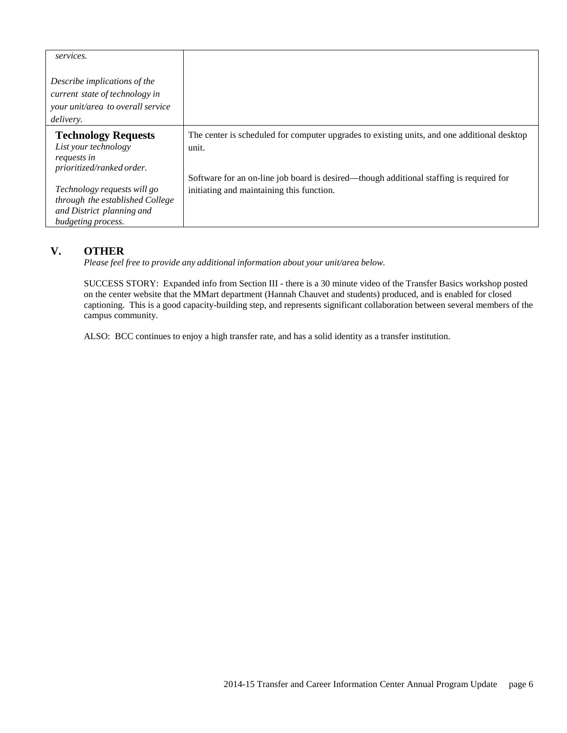| | |
|---|---|
| *services.*<br><br>*Describe implications of the current state of technology in your unit/area to overall service delivery.* | |
| **Technology Requests**<br>*List your technology requests in prioritized/ranked order.*<br><br>*Technology requests will go through the established College and District planning and budgeting process.* | The center is scheduled for computer upgrades to existing units, and one additional desktop unit.<br><br>Software for an on-line job board is desired—though additional staffing is required for initiating and maintaining this function. |

## V. OTHER

*Please feel free to provide any additional information about your unit/area below.*

SUCCESS STORY: Expanded info from Section III - there is a 30 minute video of the Transfer Basics workshop posted on the center website that the MMart department (Hannah Chauvet and students) produced, and is enabled for closed captioning. This is a good capacity-building step, and represents significant collaboration between several members of the campus community.

ALSO: BCC continues to enjoy a high transfer rate, and has a solid identity as a transfer institution.